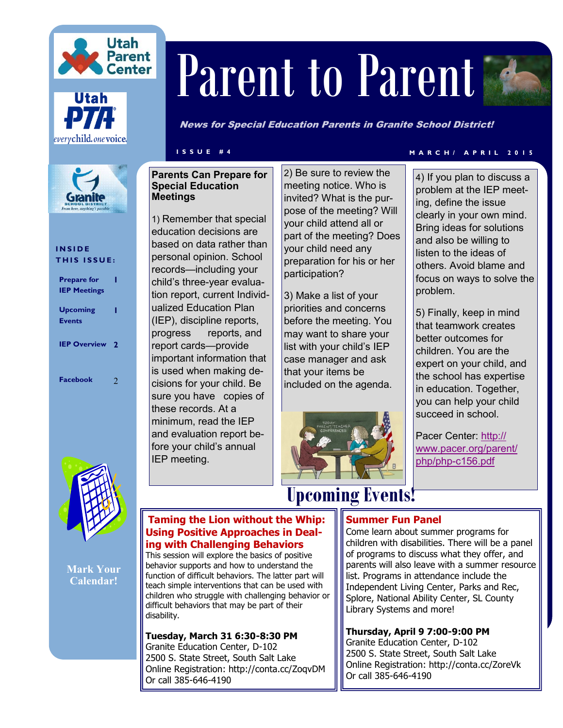Utah Parent Center

Utah PTA — everychild. onevoice.

Granite School District — From here, anything's possible.

# Parent to Parent

***News for Special Education Parents in Granite School District!***

ISSUE #4 — MARCH/ APRIL 2015

**INSIDE THIS ISSUE:**

| | |
|---|---|
| Prepare for IEP Meetings | 1 |
| Upcoming Events | 1 |
| IEP Overview | 2 |
| Facebook | 2 |

**Mark Your Calendar!**

## Parents Can Prepare for Special Education Meetings

1) Remember that special education decisions are based on data rather than personal opinion. School records—including your child's three-year evaluation report, current Individualized Education Plan (IEP), discipline reports, progress reports, and report cards—provide important information that is used when making decisions for your child. Be sure you have copies of these records. At a minimum, read the IEP and evaluation report before your child's annual IEP meeting.

2) Be sure to review the meeting notice. Who is invited? What is the purpose of the meeting? Will your child attend all or part of the meeting? Does your child need any preparation for his or her participation?

3) Make a list of your priorities and concerns before the meeting. You may want to share your list with your child's IEP case manager and ask that your items be included on the agenda.

4) If you plan to discuss a problem at the IEP meeting, define the issue clearly in your own mind. Bring ideas for solutions and also be willing to listen to the ideas of others. Avoid blame and focus on ways to solve the problem.

5) Finally, keep in mind that teamwork creates better outcomes for children. You are the expert on your child, and the school has expertise in education. Together, you can help your child succeed in school.

Pacer Center: http://www.pacer.org/parent/php/php-c156.pdf

## Upcoming Events!

### Taming the Lion without the Whip: Using Positive Approaches in Dealing with Challenging Behaviors

This session will explore the basics of positive behavior supports and how to understand the function of difficult behaviors. The latter part will teach simple interventions that can be used with children who struggle with challenging behavior or difficult behaviors that may be part of their disability.

**Tuesday, March 31 6:30-8:30 PM**
Granite Education Center, D-102
2500 S. State Street, South Salt Lake
Online Registration: http://conta.cc/ZoqvDM
Or call 385-646-4190

### Summer Fun Panel

Come learn about summer programs for children with disabilities. There will be a panel of programs to discuss what they offer, and parents will also leave with a summer resource list. Programs in attendance include the Independent Living Center, Parks and Rec, Splore, National Ability Center, SL County Library Systems and more!

**Thursday, April 9 7:00-9:00 PM**
Granite Education Center, D-102
2500 S. State Street, South Salt Lake
Online Registration: http://conta.cc/ZoreVk
Or call 385-646-4190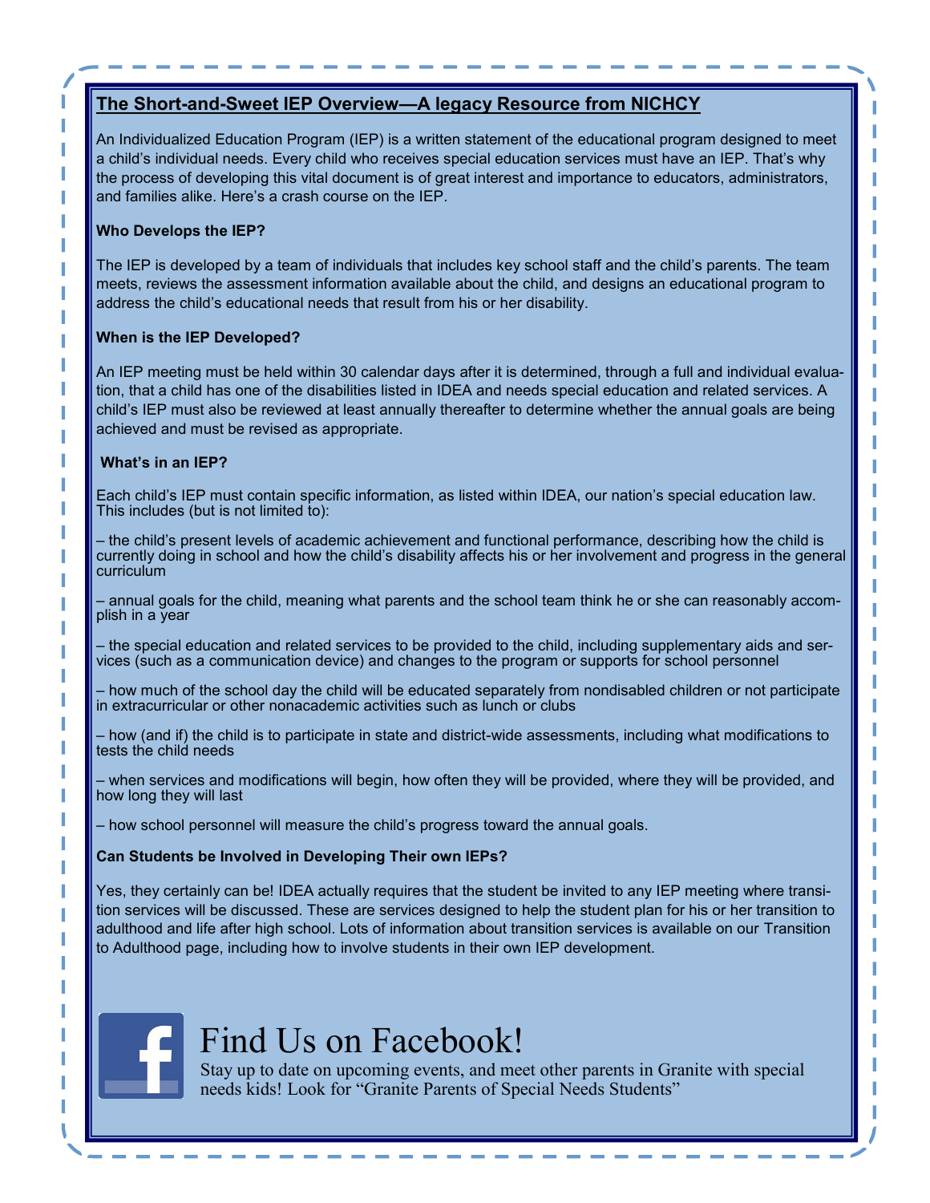## The Short-and-Sweet IEP Overview—A legacy Resource from NICHCY

An Individualized Education Program (IEP) is a written statement of the educational program designed to meet a child's individual needs. Every child who receives special education services must have an IEP. That's why the process of developing this vital document is of great interest and importance to educators, administrators, and families alike. Here's a crash course on the IEP.

**Who Develops the IEP?**

The IEP is developed by a team of individuals that includes key school staff and the child's parents. The team meets, reviews the assessment information available about the child, and designs an educational program to address the child's educational needs that result from his or her disability.

**When is the IEP Developed?**

An IEP meeting must be held within 30 calendar days after it is determined, through a full and individual evaluation, that a child has one of the disabilities listed in IDEA and needs special education and related services. A child's IEP must also be reviewed at least annually thereafter to determine whether the annual goals are being achieved and must be revised as appropriate.

**What's in an IEP?**

Each child's IEP must contain specific information, as listed within IDEA, our nation's special education law. This includes (but is not limited to):

– the child's present levels of academic achievement and functional performance, describing how the child is currently doing in school and how the child's disability affects his or her involvement and progress in the general curriculum

– annual goals for the child, meaning what parents and the school team think he or she can reasonably accomplish in a year

– the special education and related services to be provided to the child, including supplementary aids and services (such as a communication device) and changes to the program or supports for school personnel

– how much of the school day the child will be educated separately from nondisabled children or not participate in extracurricular or other nonacademic activities such as lunch or clubs

– how (and if) the child is to participate in state and district-wide assessments, including what modifications to tests the child needs

– when services and modifications will begin, how often they will be provided, where they will be provided, and how long they will last

– how school personnel will measure the child's progress toward the annual goals.

**Can Students be Involved in Developing Their own IEPs?**

Yes, they certainly can be! IDEA actually requires that the student be invited to any IEP meeting where transition services will be discussed. These are services designed to help the student plan for his or her transition to adulthood and life after high school. Lots of information about transition services is available on our Transition to Adulthood page, including how to involve students in their own IEP development.

## Find Us on Facebook!

Stay up to date on upcoming events, and meet other parents in Granite with special needs kids! Look for "Granite Parents of Special Needs Students"